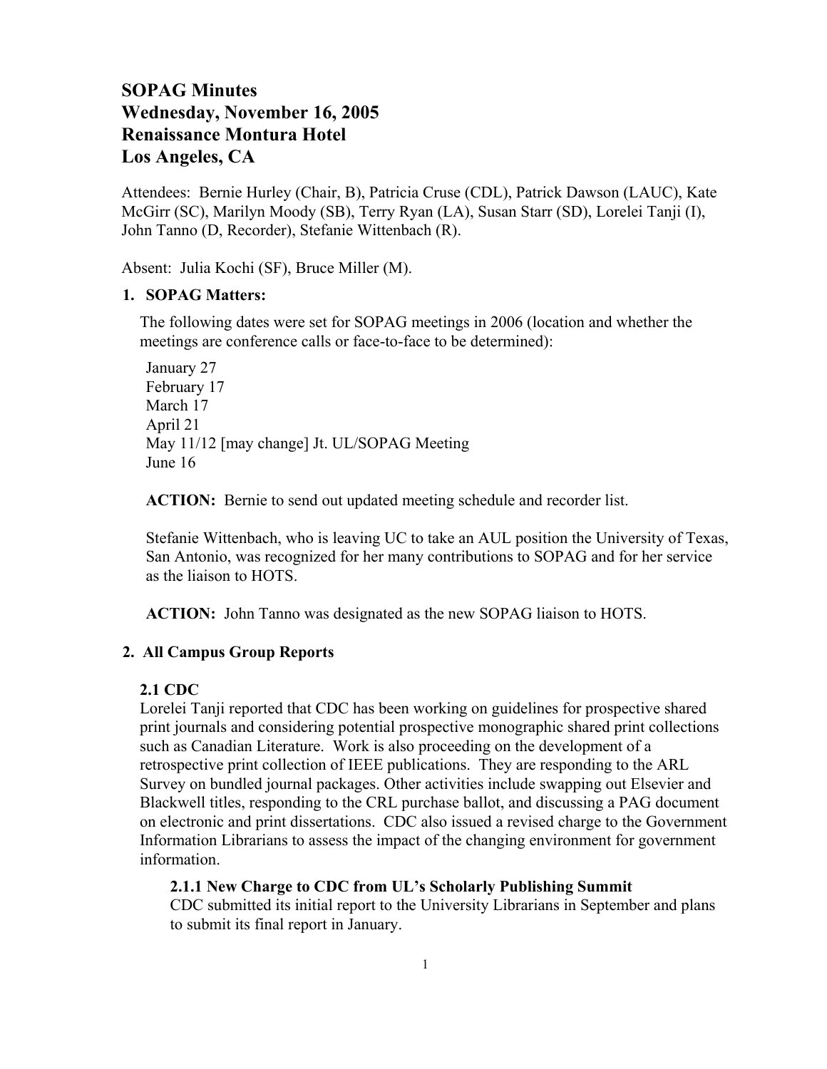# SOPAG Minutes
# Wednesday, November 16, 2005
# Renaissance Montura Hotel
# Los Angeles, CA

Attendees: Bernie Hurley (Chair, B), Patricia Cruse (CDL), Patrick Dawson (LAUC), Kate McGirr (SC), Marilyn Moody (SB), Terry Ryan (LA), Susan Starr (SD), Lorelei Tanji (I), John Tanno (D, Recorder), Stefanie Wittenbach (R).

Absent: Julia Kochi (SF), Bruce Miller (M).

## 1. SOPAG Matters:

The following dates were set for SOPAG meetings in 2006 (location and whether the meetings are conference calls or face-to-face to be determined):

January 27
February 17
March 17
April 21
May 11/12 [may change] Jt. UL/SOPAG Meeting
June 16

**ACTION:** Bernie to send out updated meeting schedule and recorder list.

Stefanie Wittenbach, who is leaving UC to take an AUL position the University of Texas, San Antonio, was recognized for her many contributions to SOPAG and for her service as the liaison to HOTS.

**ACTION:** John Tanno was designated as the new SOPAG liaison to HOTS.

## 2. All Campus Group Reports

### 2.1 CDC

Lorelei Tanji reported that CDC has been working on guidelines for prospective shared print journals and considering potential prospective monographic shared print collections such as Canadian Literature. Work is also proceeding on the development of a retrospective print collection of IEEE publications. They are responding to the ARL Survey on bundled journal packages. Other activities include swapping out Elsevier and Blackwell titles, responding to the CRL purchase ballot, and discussing a PAG document on electronic and print dissertations. CDC also issued a revised charge to the Government Information Librarians to assess the impact of the changing environment for government information.

#### 2.1.1 New Charge to CDC from UL's Scholarly Publishing Summit

CDC submitted its initial report to the University Librarians in September and plans to submit its final report in January.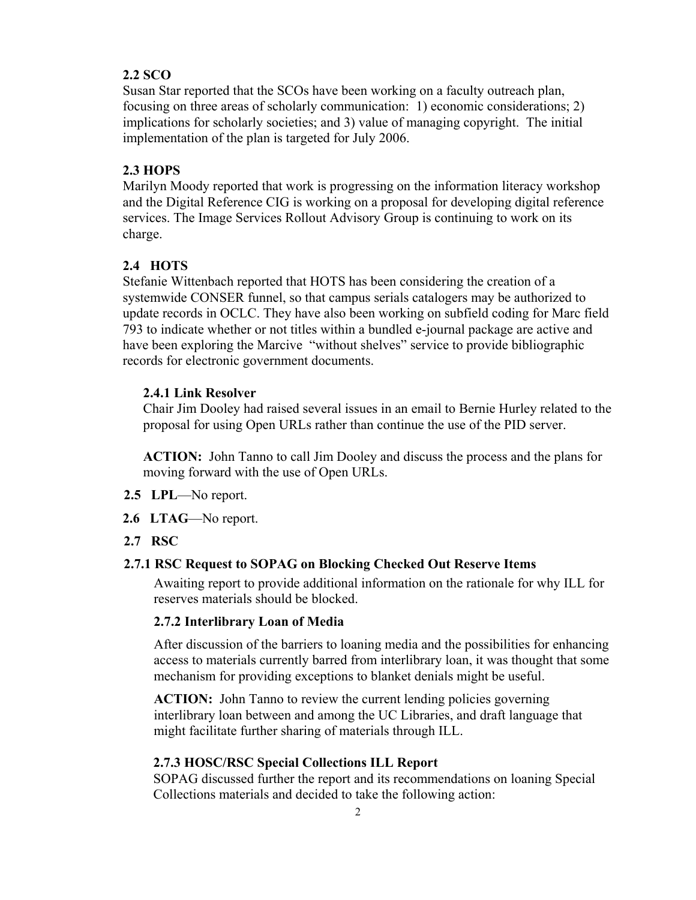### 2.2 SCO

Susan Star reported that the SCOs have been working on a faculty outreach plan, focusing on three areas of scholarly communication: 1) economic considerations; 2) implications for scholarly societies; and 3) value of managing copyright. The initial implementation of the plan is targeted for July 2006.

### 2.3 HOPS

Marilyn Moody reported that work is progressing on the information literacy workshop and the Digital Reference CIG is working on a proposal for developing digital reference services. The Image Services Rollout Advisory Group is continuing to work on its charge.

### 2.4 HOTS

Stefanie Wittenbach reported that HOTS has been considering the creation of a systemwide CONSER funnel, so that campus serials catalogers may be authorized to update records in OCLC. They have also been working on subfield coding for Marc field 793 to indicate whether or not titles within a bundled e-journal package are active and have been exploring the Marcive "without shelves" service to provide bibliographic records for electronic government documents.

#### 2.4.1 Link Resolver

Chair Jim Dooley had raised several issues in an email to Bernie Hurley related to the proposal for using Open URLs rather than continue the use of the PID server.

**ACTION:** John Tanno to call Jim Dooley and discuss the process and the plans for moving forward with the use of Open URLs.

### 2.5 LPL—No report.

### 2.6 LTAG—No report.

### 2.7 RSC

#### 2.7.1 RSC Request to SOPAG on Blocking Checked Out Reserve Items

Awaiting report to provide additional information on the rationale for why ILL for reserves materials should be blocked.

#### 2.7.2 Interlibrary Loan of Media

After discussion of the barriers to loaning media and the possibilities for enhancing access to materials currently barred from interlibrary loan, it was thought that some mechanism for providing exceptions to blanket denials might be useful.

**ACTION:** John Tanno to review the current lending policies governing interlibrary loan between and among the UC Libraries, and draft language that might facilitate further sharing of materials through ILL.

#### 2.7.3 HOSC/RSC Special Collections ILL Report

SOPAG discussed further the report and its recommendations on loaning Special Collections materials and decided to take the following action: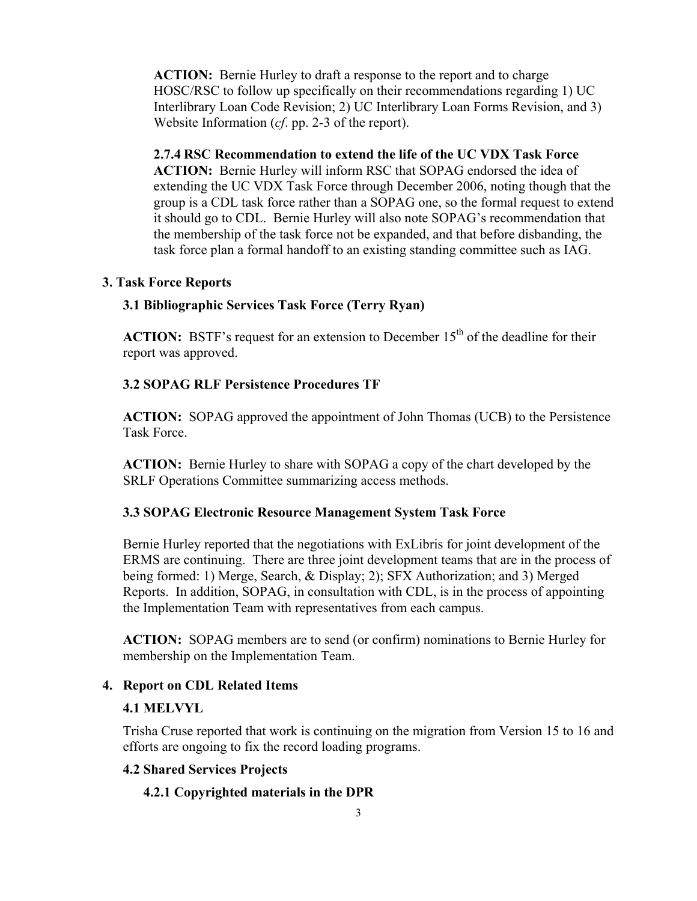**ACTION:** Bernie Hurley to draft a response to the report and to charge HOSC/RSC to follow up specifically on their recommendations regarding 1) UC Interlibrary Loan Code Revision; 2) UC Interlibrary Loan Forms Revision, and 3) Website Information (*cf*. pp. 2-3 of the report).

**2.7.4 RSC Recommendation to extend the life of the UC VDX Task Force**

**ACTION:** Bernie Hurley will inform RSC that SOPAG endorsed the idea of extending the UC VDX Task Force through December 2006, noting though that the group is a CDL task force rather than a SOPAG one, so the formal request to extend it should go to CDL. Bernie Hurley will also note SOPAG's recommendation that the membership of the task force not be expanded, and that before disbanding, the task force plan a formal handoff to an existing standing committee such as IAG.

## 3. Task Force Reports

### 3.1 Bibliographic Services Task Force (Terry Ryan)

**ACTION:** BSTF's request for an extension to December 15th of the deadline for their report was approved.

### 3.2 SOPAG RLF Persistence Procedures TF

**ACTION:** SOPAG approved the appointment of John Thomas (UCB) to the Persistence Task Force.

**ACTION:** Bernie Hurley to share with SOPAG a copy of the chart developed by the SRLF Operations Committee summarizing access methods.

### 3.3 SOPAG Electronic Resource Management System Task Force

Bernie Hurley reported that the negotiations with ExLibris for joint development of the ERMS are continuing. There are three joint development teams that are in the process of being formed: 1) Merge, Search, & Display; 2); SFX Authorization; and 3) Merged Reports. In addition, SOPAG, in consultation with CDL, is in the process of appointing the Implementation Team with representatives from each campus.

**ACTION:** SOPAG members are to send (or confirm) nominations to Bernie Hurley for membership on the Implementation Team.

## 4. Report on CDL Related Items

### 4.1 MELVYL

Trisha Cruse reported that work is continuing on the migration from Version 15 to 16 and efforts are ongoing to fix the record loading programs.

### 4.2 Shared Services Projects

#### 4.2.1 Copyrighted materials in the DPR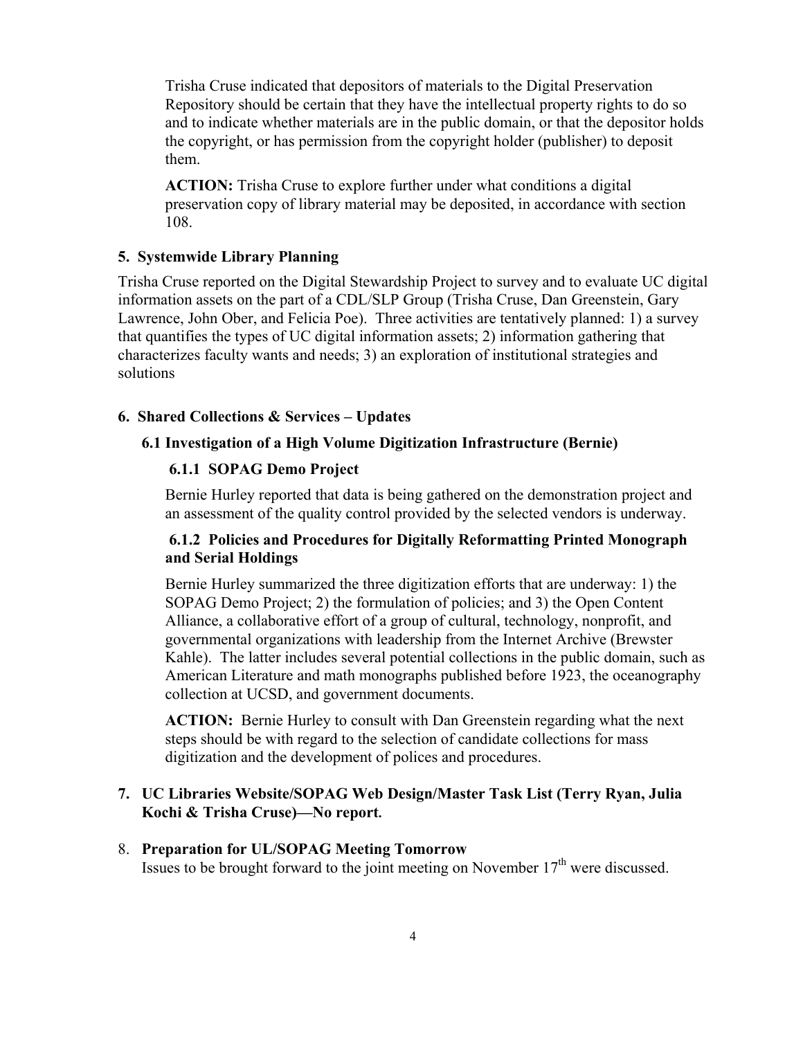Trisha Cruse indicated that depositors of materials to the Digital Preservation Repository should be certain that they have the intellectual property rights to do so and to indicate whether materials are in the public domain, or that the depositor holds the copyright, or has permission from the copyright holder (publisher) to deposit them.

**ACTION:** Trisha Cruse to explore further under what conditions a digital preservation copy of library material may be deposited, in accordance with section 108.

### 5. Systemwide Library Planning

Trisha Cruse reported on the Digital Stewardship Project to survey and to evaluate UC digital information assets on the part of a CDL/SLP Group (Trisha Cruse, Dan Greenstein, Gary Lawrence, John Ober, and Felicia Poe). Three activities are tentatively planned: 1) a survey that quantifies the types of UC digital information assets; 2) information gathering that characterizes faculty wants and needs; 3) an exploration of institutional strategies and solutions

### 6. Shared Collections & Services – Updates

#### 6.1 Investigation of a High Volume Digitization Infrastructure (Bernie)

##### 6.1.1 SOPAG Demo Project

Bernie Hurley reported that data is being gathered on the demonstration project and an assessment of the quality control provided by the selected vendors is underway.

##### 6.1.2 Policies and Procedures for Digitally Reformatting Printed Monograph and Serial Holdings

Bernie Hurley summarized the three digitization efforts that are underway: 1) the SOPAG Demo Project; 2) the formulation of policies; and 3) the Open Content Alliance, a collaborative effort of a group of cultural, technology, nonprofit, and governmental organizations with leadership from the Internet Archive (Brewster Kahle). The latter includes several potential collections in the public domain, such as American Literature and math monographs published before 1923, the oceanography collection at UCSD, and government documents.

**ACTION:** Bernie Hurley to consult with Dan Greenstein regarding what the next steps should be with regard to the selection of candidate collections for mass digitization and the development of polices and procedures.

### 7. UC Libraries Website/SOPAG Web Design/Master Task List (Terry Ryan, Julia Kochi & Trisha Cruse)—No report.

### 8. Preparation for UL/SOPAG Meeting Tomorrow

Issues to be brought forward to the joint meeting on November 17th were discussed.